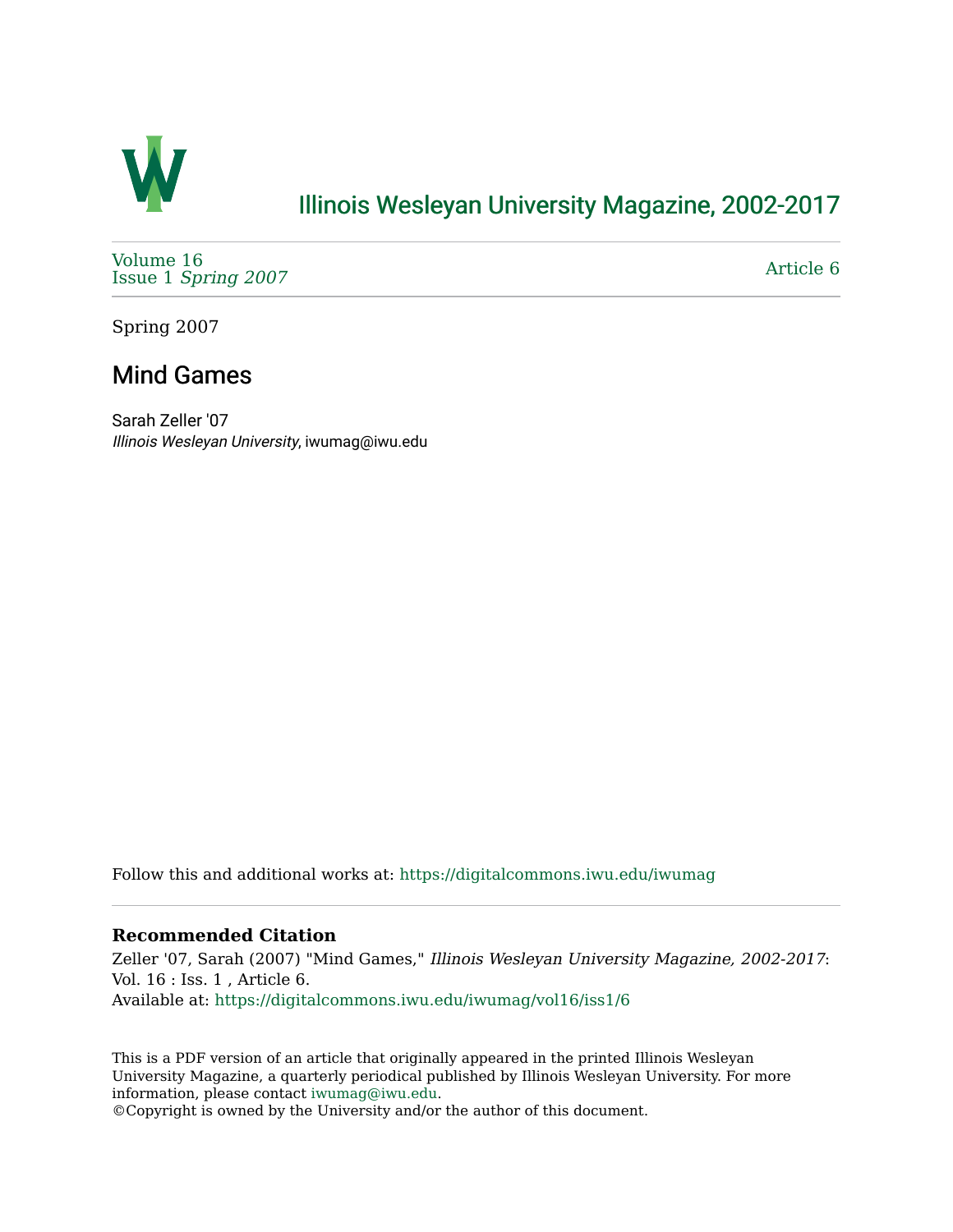# Illinois Wesleyan University Magazine, 2002-2017

Volume 16
Issue 1 *Spring 2007*

Article 6

Spring 2007

## Mind Games

Sarah Zeller '07
*Illinois Wesleyan University*, iwumag@iwu.edu

Follow this and additional works at: https://digitalcommons.iwu.edu/iwumag

**Recommended Citation**

Zeller '07, Sarah (2007) "Mind Games," *Illinois Wesleyan University Magazine, 2002-2017*: Vol. 16 : Iss. 1 , Article 6.
Available at: https://digitalcommons.iwu.edu/iwumag/vol16/iss1/6

This is a PDF version of an article that originally appeared in the printed Illinois Wesleyan University Magazine, a quarterly periodical published by Illinois Wesleyan University. For more information, please contact iwumag@iwu.edu.
©Copyright is owned by the University and/or the author of this document.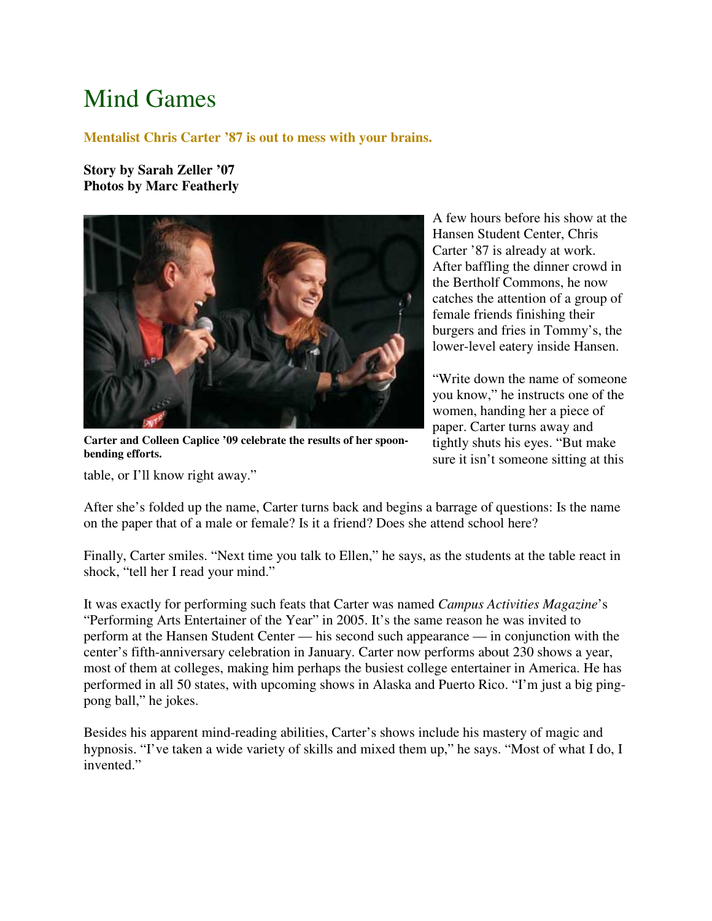# Mind Games

**Mentalist Chris Carter '87 is out to mess with your brains.**

**Story by Sarah Zeller '07**
**Photos by Marc Featherly**

**Carter and Colleen Caplice '09 celebrate the results of her spoon-bending efforts.**

A few hours before his show at the Hansen Student Center, Chris Carter '87 is already at work. After baffling the dinner crowd in the Bertholf Commons, he now catches the attention of a group of female friends finishing their burgers and fries in Tommy's, the lower-level eatery inside Hansen.

"Write down the name of someone you know," he instructs one of the women, handing her a piece of paper. Carter turns away and tightly shuts his eyes. "But make sure it isn't someone sitting at this table, or I'll know right away."

After she's folded up the name, Carter turns back and begins a barrage of questions: Is the name on the paper that of a male or female? Is it a friend? Does she attend school here?

Finally, Carter smiles. "Next time you talk to Ellen," he says, as the students at the table react in shock, "tell her I read your mind."

It was exactly for performing such feats that Carter was named *Campus Activities Magazine*'s "Performing Arts Entertainer of the Year" in 2005. It's the same reason he was invited to perform at the Hansen Student Center — his second such appearance — in conjunction with the center's fifth-anniversary celebration in January. Carter now performs about 230 shows a year, most of them at colleges, making him perhaps the busiest college entertainer in America. He has performed in all 50 states, with upcoming shows in Alaska and Puerto Rico. "I'm just a big ping-pong ball," he jokes.

Besides his apparent mind-reading abilities, Carter's shows include his mastery of magic and hypnosis. "I've taken a wide variety of skills and mixed them up," he says. "Most of what I do, I invented."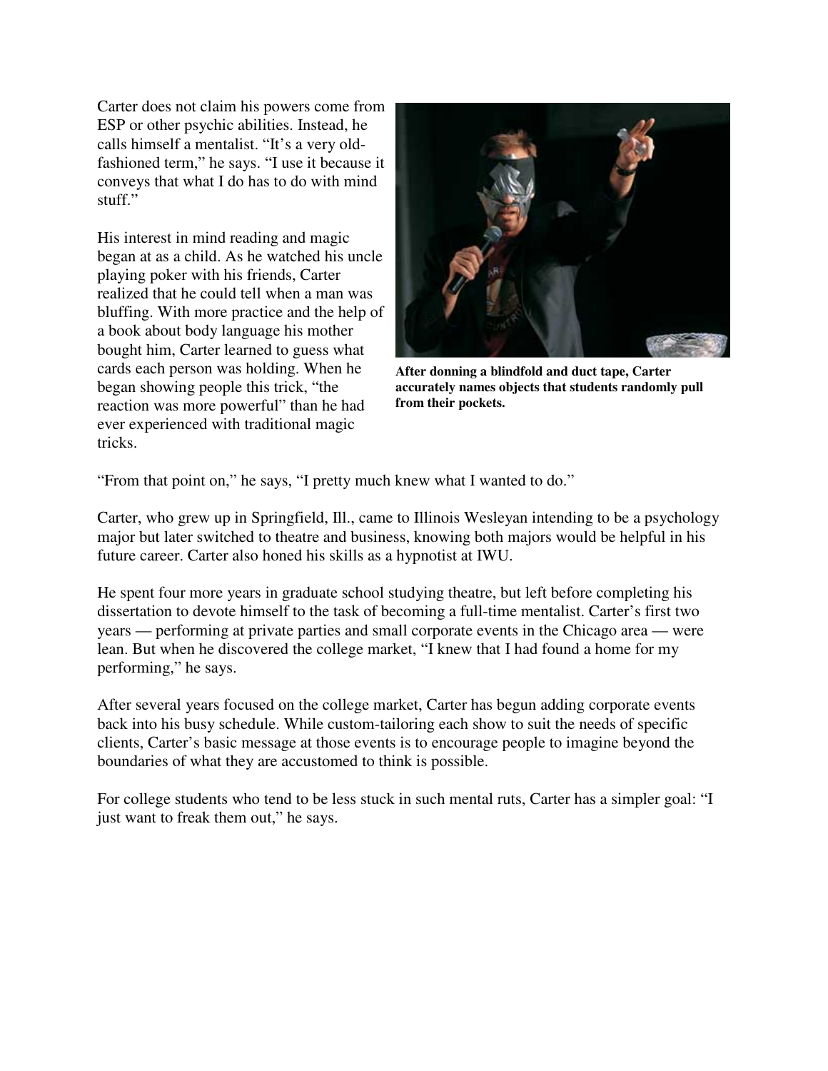Carter does not claim his powers come from ESP or other psychic abilities. Instead, he calls himself a mentalist. "It's a very old-fashioned term," he says. "I use it because it conveys that what I do has to do with mind stuff."

His interest in mind reading and magic began at as a child. As he watched his uncle playing poker with his friends, Carter realized that he could tell when a man was bluffing. With more practice and the help of a book about body language his mother bought him, Carter learned to guess what cards each person was holding. When he began showing people this trick, "the reaction was more powerful" than he had ever experienced with traditional magic tricks.

**After donning a blindfold and duct tape, Carter accurately names objects that students randomly pull from their pockets.**

"From that point on," he says, "I pretty much knew what I wanted to do."

Carter, who grew up in Springfield, Ill., came to Illinois Wesleyan intending to be a psychology major but later switched to theatre and business, knowing both majors would be helpful in his future career. Carter also honed his skills as a hypnotist at IWU.

He spent four more years in graduate school studying theatre, but left before completing his dissertation to devote himself to the task of becoming a full-time mentalist. Carter's first two years — performing at private parties and small corporate events in the Chicago area — were lean. But when he discovered the college market, "I knew that I had found a home for my performing," he says.

After several years focused on the college market, Carter has begun adding corporate events back into his busy schedule. While custom-tailoring each show to suit the needs of specific clients, Carter's basic message at those events is to encourage people to imagine beyond the boundaries of what they are accustomed to think is possible.

For college students who tend to be less stuck in such mental ruts, Carter has a simpler goal: "I just want to freak them out," he says.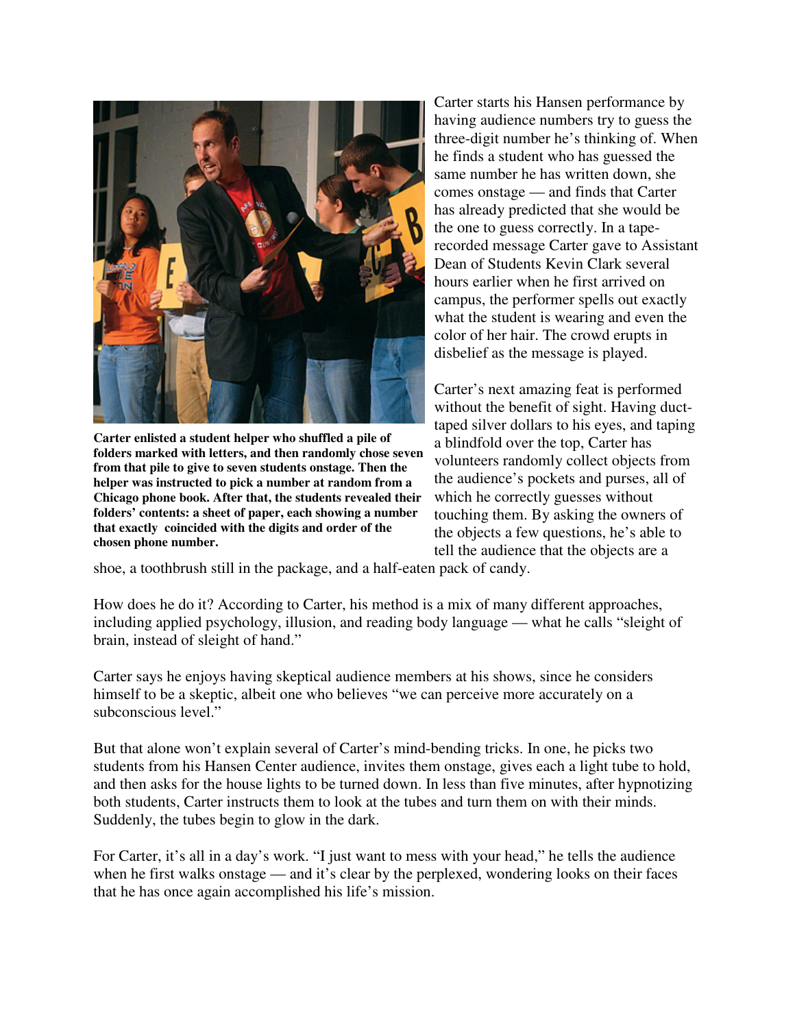**Carter enlisted a student helper who shuffled a pile of folders marked with letters, and then randomly chose seven from that pile to give to seven students onstage. Then the helper was instructed to pick a number at random from a Chicago phone book. After that, the students revealed their folders' contents: a sheet of paper, each showing a number that exactly coincided with the digits and order of the chosen phone number.**

Carter starts his Hansen performance by having audience numbers try to guess the three-digit number he's thinking of. When he finds a student who has guessed the same number he has written down, she comes onstage — and finds that Carter has already predicted that she would be the one to guess correctly. In a tape-recorded message Carter gave to Assistant Dean of Students Kevin Clark several hours earlier when he first arrived on campus, the performer spells out exactly what the student is wearing and even the color of her hair. The crowd erupts in disbelief as the message is played.

Carter's next amazing feat is performed without the benefit of sight. Having duct-taped silver dollars to his eyes, and taping a blindfold over the top, Carter has volunteers randomly collect objects from the audience's pockets and purses, all of which he correctly guesses without touching them. By asking the owners of the objects a few questions, he's able to tell the audience that the objects are a shoe, a toothbrush still in the package, and a half-eaten pack of candy.

How does he do it? According to Carter, his method is a mix of many different approaches, including applied psychology, illusion, and reading body language — what he calls "sleight of brain, instead of sleight of hand."

Carter says he enjoys having skeptical audience members at his shows, since he considers himself to be a skeptic, albeit one who believes "we can perceive more accurately on a subconscious level."

But that alone won't explain several of Carter's mind-bending tricks. In one, he picks two students from his Hansen Center audience, invites them onstage, gives each a light tube to hold, and then asks for the house lights to be turned down. In less than five minutes, after hypnotizing both students, Carter instructs them to look at the tubes and turn them on with their minds. Suddenly, the tubes begin to glow in the dark.

For Carter, it's all in a day's work. "I just want to mess with your head," he tells the audience when he first walks onstage — and it's clear by the perplexed, wondering looks on their faces that he has once again accomplished his life's mission.